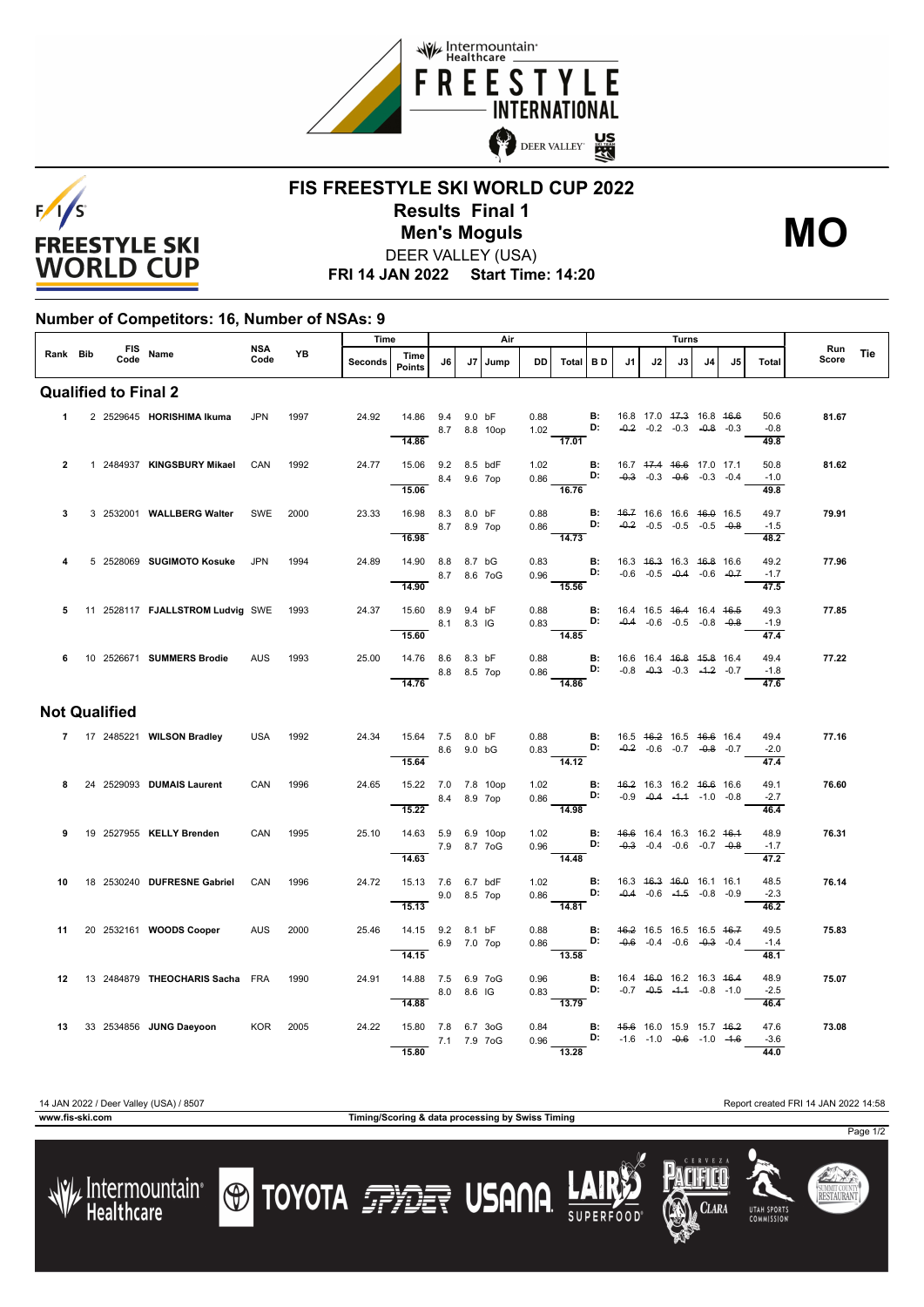# FIS FREESTYLE SKI WORLD CUP 2022

## Results Final 1

## Men's Moguls

**MO**

DEER VALLEY (USA)

**FRI 14 JAN 2022 Start Time: 14:20**

### Number of Competitors: 16, Number of NSAs: 9

| Rank | Bib | FIS Code | Name | NSA Code | YB | Time Seconds | Time Points | J6 | J7 | Jump | DD | Air Total | BD | J1 | J2 | J3 | J4 | J5 | Turns Total | Run Score | Tie |
|---|---|---|---|---|---|---|---|---|---|---|---|---|---|---|---|---|---|---|---|---|---|
| **Qualified to Final 2** | | | | | | | | | | | | | | | | | | | | | |
| 1 | 2 | 2529645 | **HORISHIMA Ikuma** | JPN | 1997 | 24.92 | 14.86 | 9.4 | 9.0 | bF | 0.88 | | B: | 16.8 | 17.0 | ~~17.3~~ | 16.8 | ~~16.6~~ | 50.6 | **81.67** | |
| | | | | | | | | 8.7 | 8.8 | 10op | 1.02 | | D: | ~~-0.2~~ | -0.2 | -0.3 | ~~-0.8~~ | -0.3 | -0.8 | | |
| | | | | | | | 14.86 | | | | | 17.01 | | | | | | | 49.8 | | |
| 2 | 1 | 2484937 | **KINGSBURY Mikael** | CAN | 1992 | 24.77 | 15.06 | 9.2 | 8.5 | bdF | 1.02 | | B: | 16.7 | ~~17.4~~ | ~~16.6~~ | 17.0 | 17.1 | 50.8 | **81.62** | |
| | | | | | | | | 8.4 | 9.6 | 7op | 0.86 | | D: | ~~-0.3~~ | -0.3 | ~~-0.6~~ | -0.3 | -0.4 | -1.0 | | |
| | | | | | | | 15.06 | | | | | 16.76 | | | | | | | 49.8 | | |
| 3 | 3 | 2532001 | **WALLBERG Walter** | SWE | 2000 | 23.33 | 16.98 | 8.3 | 8.0 | bF | 0.88 | | B: | ~~16.7~~ | 16.6 | 16.6 | ~~16.0~~ | 16.5 | 49.7 | **79.91** | |
| | | | | | | | | 8.7 | 8.9 | 7op | 0.86 | | D: | ~~-0.2~~ | -0.5 | -0.5 | -0.5 | ~~-0.8~~ | -1.5 | | |
| | | | | | | | 16.98 | | | | | 14.73 | | | | | | | 48.2 | | |
| 4 | 5 | 2528069 | **SUGIMOTO Kosuke** | JPN | 1994 | 24.89 | 14.90 | 8.8 | 8.7 | bG | 0.83 | | B: | 16.3 | ~~16.3~~ | 16.3 | ~~16.8~~ | 16.6 | 49.2 | **77.96** | |
| | | | | | | | | 8.7 | 8.6 | 7oG | 0.96 | | D: | -0.6 | -0.5 | ~~-0.4~~ | -0.6 | ~~-0.7~~ | -1.7 | | |
| | | | | | | | 14.90 | | | | | 15.56 | | | | | | | 47.5 | | |
| 5 | 11 | 2528117 | **FJALLSTROM Ludvig** | SWE | 1993 | 24.37 | 15.60 | 8.9 | 9.4 | bF | 0.88 | | B: | 16.4 | 16.5 | ~~16.4~~ | 16.4 | ~~16.5~~ | 49.3 | **77.85** | |
| | | | | | | | | 8.1 | 8.3 | IG | 0.83 | | D: | ~~-0.4~~ | -0.6 | -0.5 | -0.8 | ~~-0.8~~ | -1.9 | | |
| | | | | | | | 15.60 | | | | | 14.85 | | | | | | | 47.4 | | |
| 6 | 10 | 2526671 | **SUMMERS Brodie** | AUS | 1993 | 25.00 | 14.76 | 8.6 | 8.3 | bF | 0.88 | | B: | 16.6 | 16.4 | ~~16.8~~ | ~~15.8~~ | 16.4 | 49.4 | **77.22** | |
| | | | | | | | | 8.8 | 8.5 | 7op | 0.86 | | D: | -0.8 | ~~-0.3~~ | -0.3 | ~~-1.2~~ | -0.7 | -1.8 | | |
| | | | | | | | 14.76 | | | | | 14.86 | | | | | | | 47.6 | | |
| **Not Qualified** | | | | | | | | | | | | | | | | | | | | | |
| 7 | 17 | 2485221 | **WILSON Bradley** | USA | 1992 | 24.34 | 15.64 | 7.5 | 8.0 | bF | 0.88 | | B: | 16.5 | ~~16.2~~ | 16.5 | ~~16.6~~ | 16.4 | 49.4 | **77.16** | |
| | | | | | | | | 8.6 | 9.0 | bG | 0.83 | | D: | ~~-0.2~~ | -0.6 | -0.7 | ~~-0.8~~ | -0.7 | -2.0 | | |
| | | | | | | | 15.64 | | | | | 14.12 | | | | | | | 47.4 | | |
| 8 | 24 | 2529093 | **DUMAIS Laurent** | CAN | 1996 | 24.65 | 15.22 | 7.0 | 7.8 | 10op | 1.02 | | B: | ~~16.2~~ | 16.3 | 16.2 | ~~16.6~~ | 16.6 | 49.1 | **76.60** | |
| | | | | | | | | 8.4 | 8.9 | 7op | 0.86 | | D: | -0.9 | ~~-0.4~~ | ~~-1.1~~ | -1.0 | -0.8 | -2.7 | | |
| | | | | | | | 15.22 | | | | | 14.98 | | | | | | | 46.4 | | |
| 9 | 19 | 2527955 | **KELLY Brenden** | CAN | 1995 | 25.10 | 14.63 | 5.9 | 6.9 | 10op | 1.02 | | B: | ~~16.6~~ | 16.4 | 16.3 | 16.2 | ~~16.1~~ | 48.9 | **76.31** | |
| | | | | | | | | 7.9 | 8.7 | 7oG | 0.96 | | D: | ~~-0.3~~ | -0.4 | -0.6 | -0.7 | ~~-0.8~~ | -1.7 | | |
| | | | | | | | 14.63 | | | | | 14.48 | | | | | | | 47.2 | | |
| 10 | 18 | 2530240 | **DUFRESNE Gabriel** | CAN | 1996 | 24.72 | 15.13 | 7.6 | 6.7 | bdF | 1.02 | | B: | 16.3 | ~~16.3~~ | ~~16.0~~ | 16.1 | 16.1 | 48.5 | **76.14** | |
| | | | | | | | | 9.0 | 8.5 | 7op | 0.86 | | D: | ~~-0.4~~ | -0.6 | ~~-1.5~~ | -0.8 | -0.9 | -2.3 | | |
| | | | | | | | 15.13 | | | | | 14.81 | | | | | | | 46.2 | | |
| 11 | 20 | 2532161 | **WOODS Cooper** | AUS | 2000 | 25.46 | 14.15 | 9.2 | 8.1 | bF | 0.88 | | B: | ~~16.2~~ | 16.5 | 16.5 | 16.5 | ~~16.7~~ | 49.5 | **75.83** | |
| | | | | | | | | 6.9 | 7.0 | 7op | 0.86 | | D: | ~~-0.6~~ | -0.4 | -0.6 | ~~-0.3~~ | -0.4 | -1.4 | | |
| | | | | | | | 14.15 | | | | | 13.58 | | | | | | | 48.1 | | |
| 12 | 13 | 2484879 | **THEOCHARIS Sacha** | FRA | 1990 | 24.91 | 14.88 | 7.5 | 6.9 | 7oG | 0.96 | | B: | 16.4 | ~~16.0~~ | 16.2 | 16.3 | ~~16.4~~ | 48.9 | **75.07** | |
| | | | | | | | | 8.0 | 8.6 | IG | 0.83 | | D: | -0.7 | ~~-0.5~~ | ~~-1.1~~ | -0.8 | -1.0 | -2.5 | | |
| | | | | | | | 14.88 | | | | | 13.79 | | | | | | | 46.4 | | |
| 13 | 33 | 2534856 | **JUNG Daeyoon** | KOR | 2005 | 24.22 | 15.80 | 7.8 | 6.7 | 3oG | 0.84 | | B: | ~~15.6~~ | 16.0 | 15.9 | 15.7 | ~~16.2~~ | 47.6 | **73.08** | |
| | | | | | | | | 7.1 | 7.9 | 7oG | 0.96 | | D: | -1.6 | -1.0 | ~~-0.6~~ | -1.0 | ~~-1.6~~ | -3.6 | | |
| | | | | | | | 15.80 | | | | | 13.28 | | | | | | | 44.0 | | |

14 JAN 2022 / Deer Valley (USA) / 8507

Report created FRI 14 JAN 2022 14:58

www.fis-ski.com

Timing/Scoring & data processing by Swiss Timing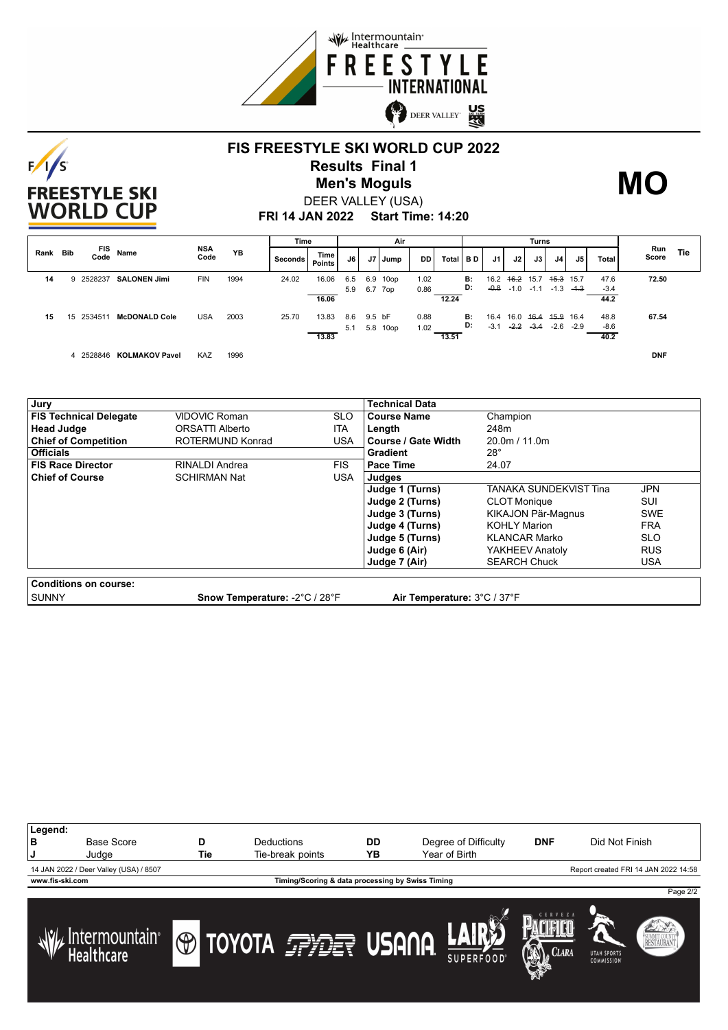# FIS FREESTYLE SKI WORLD CUP 2022

## Results Final 1

## Men's Moguls

**MO**

DEER VALLEY (USA)

**FRI 14 JAN 2022 Start Time: 14:20**

| Rank | Bib | FIS Code | Name | NSA Code | YB | Time Seconds | Time Points | J6 | J7 | Jump | DD | Air Total | B D | J1 | J2 | J3 | J4 | J5 | Turns Total | Run Score | Tie |
|---|---|---|---|---|---|---|---|---|---|---|---|---|---|---|---|---|---|---|---|---|---|
| 14 | 9 | 2528237 | SALONEN Jimi | FIN | 1994 | 24.02 | 16.06 | 6.5 | 6.9 | 10op | 1.02 | | B: | 16.2 | ~~16.2~~ | 15.7 | ~~15.3~~ | 15.7 | 47.6 | 72.50 | |
| | | | | | | | | 5.9 | 6.7 | 7op | 0.86 | | D: | ~~-0.8~~ | -1.0 | -1.1 | -1.3 | ~~-1.3~~ | -3.4 | | |
| | | | | | | | 16.06 | | | | | 12.24 | | | | | | | 44.2 | | |
| 15 | 15 | 2534511 | McDONALD Cole | USA | 2003 | 25.70 | 13.83 | 8.6 | 9.5 | bF | 0.88 | | B: | 16.4 | 16.0 | ~~16.4~~ | ~~15.9~~ | 16.4 | 48.8 | 67.54 | |
| | | | | | | | | 5.1 | 5.8 | 10op | 1.02 | | D: | -3.1 | ~~-2.2~~ | ~~-3.4~~ | -2.6 | -2.9 | -8.6 | | |
| | | | | | | | 13.83 | | | | | 13.51 | | | | | | | 40.2 | | |
| | 4 | 2528846 | KOLMAKOV Pavel | KAZ | 1996 | | | | | | | | | | | | | | | DNF | |

| Jury | | |
|---|---|---|
| **FIS Technical Delegate** | VIDOVIC Roman | SLO |
| **Head Judge** | ORSATTI Alberto | ITA |
| **Chief of Competition** | ROTERMUND Konrad | USA |
| **Officials** | | |
| **FIS Race Director** | RINALDI Andrea | FIS |
| **Chief of Course** | SCHIRMAN Nat | USA |

| Technical Data | | |
|---|---|---|
| **Course Name** | Champion | |
| **Length** | 248m | |
| **Course / Gate Width** | 20.0m / 11.0m | |
| **Gradient** | 28° | |
| **Pace Time** | 24.07 | |
| **Judges** | | |
| **Judge 1 (Turns)** | TANAKA SUNDEKVIST Tina | JPN |
| **Judge 2 (Turns)** | CLOT Monique | SUI |
| **Judge 3 (Turns)** | KIKAJON Pär-Magnus | SWE |
| **Judge 4 (Turns)** | KOHLY Marion | FRA |
| **Judge 5 (Turns)** | KLANCAR Marko | SLO |
| **Judge 6 (Air)** | YAKHEEV Anatoly | RUS |
| **Judge 7 (Air)** | SEARCH Chuck | USA |

**Conditions on course:**

SUNNY **Snow Temperature:** -2°C / 28°F **Air Temperature:** 3°C / 37°F

| Legend: | | | | | | | |
|---|---|---|---|---|---|---|---|
| **B** | Base Score | **D** | Deductions | **DD** | Degree of Difficulty | **DNF** | Did Not Finish |
| **J** | Judge | **Tie** | Tie-break points | **YB** | Year of Birth | | |

14 JAN 2022 / Deer Valley (USA) / 8507 — Report created FRI 14 JAN 2022 14:58

www.fis-ski.com — Timing/Scoring & data processing by Swiss Timing